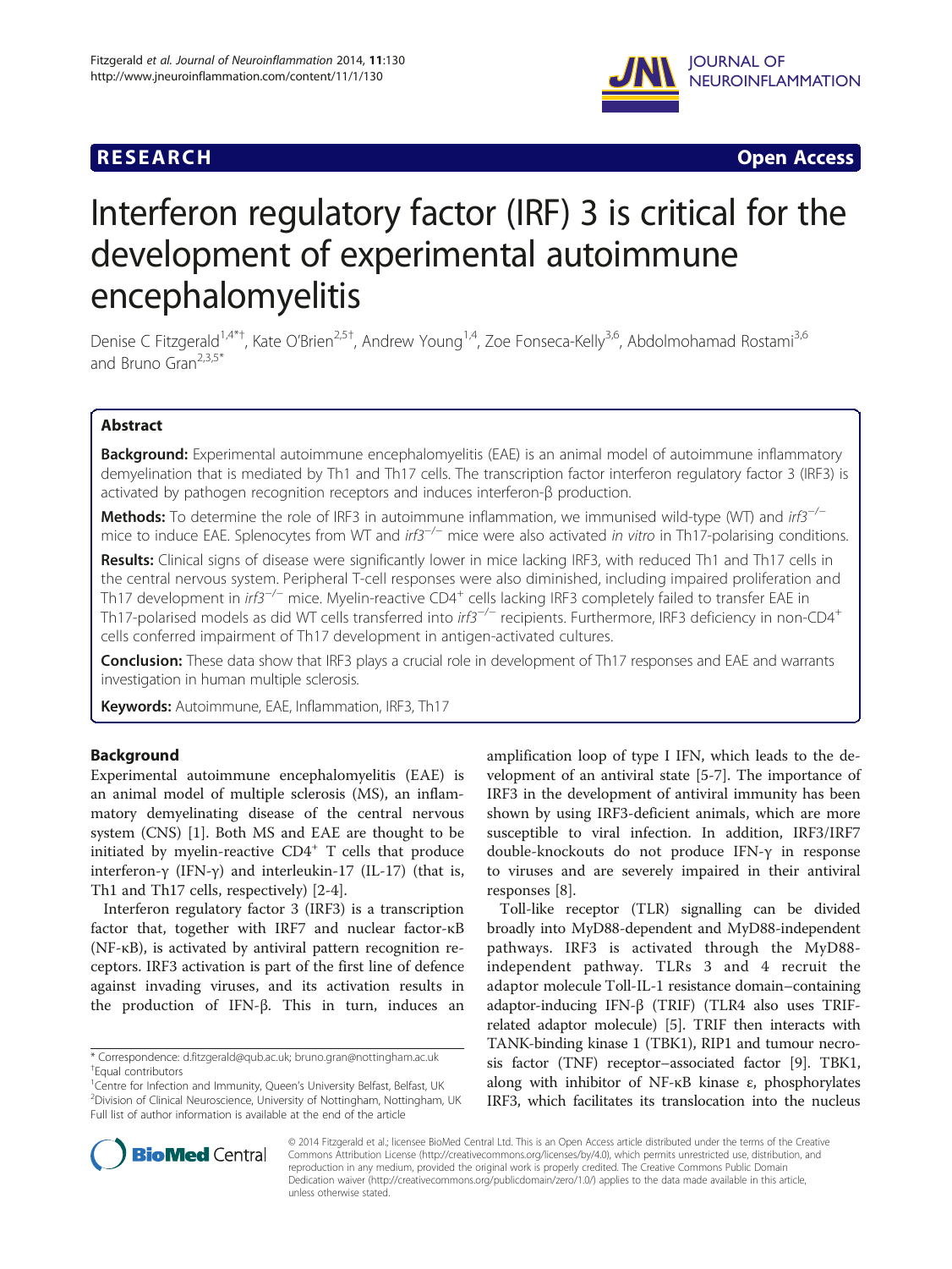RESEARCH Open Access

# Interferon regulatory factor (IRF) 3 is critical for the development of experimental autoimmune encephalomyelitis

Denise C Fitzgerald[1,4*†], Kate O'Brien[2,5†], Andrew Young[1,4], Zoe Fonseca-Kelly[3,6], Abdolmohamad Rostami[3,6] and Bruno Gran[2,3,5*]

## Abstract

**Background:** Experimental autoimmune encephalomyelitis (EAE) is an animal model of autoimmune inflammatory demyelination that is mediated by Th1 and Th17 cells. The transcription factor interferon regulatory factor 3 (IRF3) is activated by pathogen recognition receptors and induces interferon-β production.

**Methods:** To determine the role of IRF3 in autoimmune inflammation, we immunised wild-type (WT) and *irf3*$^{-/-}$ mice to induce EAE. Splenocytes from WT and *irf3*$^{-/-}$ mice were also activated *in vitro* in Th17-polarising conditions.

**Results:** Clinical signs of disease were significantly lower in mice lacking IRF3, with reduced Th1 and Th17 cells in the central nervous system. Peripheral T-cell responses were also diminished, including impaired proliferation and Th17 development in *irf3*$^{-/-}$ mice. Myelin-reactive CD4$^{+}$ cells lacking IRF3 completely failed to transfer EAE in Th17-polarised models as did WT cells transferred into *irf3*$^{-/-}$ recipients. Furthermore, IRF3 deficiency in non-CD4$^{+}$ cells conferred impairment of Th17 development in antigen-activated cultures.

**Conclusion:** These data show that IRF3 plays a crucial role in development of Th17 responses and EAE and warrants investigation in human multiple sclerosis.

**Keywords:** Autoimmune, EAE, Inflammation, IRF3, Th17

## Background

Experimental autoimmune encephalomyelitis (EAE) is an animal model of multiple sclerosis (MS), an inflammatory demyelinating disease of the central nervous system (CNS) [1]. Both MS and EAE are thought to be initiated by myelin-reactive CD4$^{+}$ T cells that produce interferon-γ (IFN-γ) and interleukin-17 (IL-17) (that is, Th1 and Th17 cells, respectively) [2-4].

Interferon regulatory factor 3 (IRF3) is a transcription factor that, together with IRF7 and nuclear factor-κB (NF-κB), is activated by antiviral pattern recognition receptors. IRF3 activation is part of the first line of defence against invading viruses, and its activation results in the production of IFN-β. This in turn, induces an amplification loop of type I IFN, which leads to the development of an antiviral state [5-7]. The importance of IRF3 in the development of antiviral immunity has been shown by using IRF3-deficient animals, which are more susceptible to viral infection. In addition, IRF3/IRF7 double-knockouts do not produce IFN-γ in response to viruses and are severely impaired in their antiviral responses [8].

Toll-like receptor (TLR) signalling can be divided broadly into MyD88-dependent and MyD88-independent pathways. IRF3 is activated through the MyD88-independent pathway. TLRs 3 and 4 recruit the adaptor molecule Toll-IL-1 resistance domain–containing adaptor-inducing IFN-β (TRIF) (TLR4 also uses TRIF-related adaptor molecule) [5]. TRIF then interacts with TANK-binding kinase 1 (TBK1), RIP1 and tumour necrosis factor (TNF) receptor–associated factor [9]. TBK1, along with inhibitor of NF-κB kinase ε, phosphorylates IRF3, which facilitates its translocation into the nucleus

\* Correspondence: d.fitzgerald@qub.ac.uk; bruno.gran@nottingham.ac.uk
†Equal contributors
[1]Centre for Infection and Immunity, Queen's University Belfast, Belfast, UK
[2]Division of Clinical Neuroscience, University of Nottingham, Nottingham, UK
Full list of author information is available at the end of the article

© 2014 Fitzgerald et al.; licensee BioMed Central Ltd. This is an Open Access article distributed under the terms of the Creative Commons Attribution License (http://creativecommons.org/licenses/by/4.0), which permits unrestricted use, distribution, and reproduction in any medium, provided the original work is properly credited. The Creative Commons Public Domain Dedication waiver (http://creativecommons.org/publicdomain/zero/1.0/) applies to the data made available in this article, unless otherwise stated.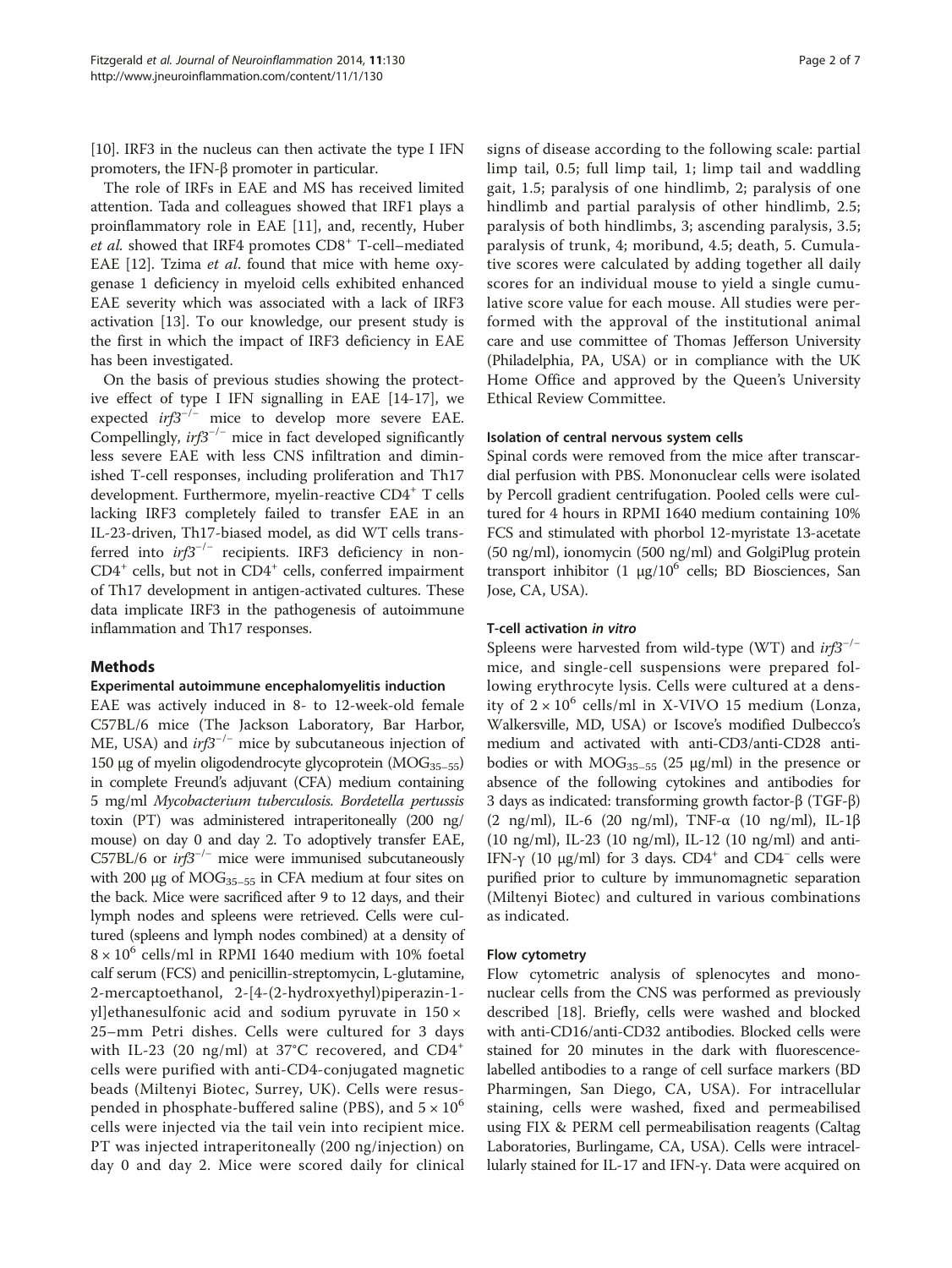[10]. IRF3 in the nucleus can then activate the type I IFN promoters, the IFN-β promoter in particular.

The role of IRFs in EAE and MS has received limited attention. Tada and colleagues showed that IRF1 plays a proinflammatory role in EAE [11], and, recently, Huber *et al.* showed that IRF4 promotes $CD8^+$ T-cell–mediated EAE [12]. Tzima *et al*. found that mice with heme oxygenase 1 deficiency in myeloid cells exhibited enhanced EAE severity which was associated with a lack of IRF3 activation [13]. To our knowledge, our present study is the first in which the impact of IRF3 deficiency in EAE has been investigated.

On the basis of previous studies showing the protective effect of type I IFN signalling in EAE [14-17], we expected $irf3^{-/-}$ mice to develop more severe EAE. Compellingly, $irf3^{-/-}$ mice in fact developed significantly less severe EAE with less CNS infiltration and diminished T-cell responses, including proliferation and Th17 development. Furthermore, myelin-reactive $CD4^+$ T cells lacking IRF3 completely failed to transfer EAE in an IL-23-driven, Th17-biased model, as did WT cells transferred into $irf3^{-/-}$ recipients. IRF3 deficiency in non-$CD4^+$ cells, but not in $CD4^+$ cells, conferred impairment of Th17 development in antigen-activated cultures. These data implicate IRF3 in the pathogenesis of autoimmune inflammation and Th17 responses.

## Methods

### Experimental autoimmune encephalomyelitis induction

EAE was actively induced in 8- to 12-week-old female C57BL/6 mice (The Jackson Laboratory, Bar Harbor, ME, USA) and $irf3^{-/-}$ mice by subcutaneous injection of 150 μg of myelin oligodendrocyte glycoprotein ($MOG_{35–55}$) in complete Freund's adjuvant (CFA) medium containing 5 mg/ml *Mycobacterium tuberculosis. Bordetella pertussis* toxin (PT) was administered intraperitoneally (200 ng/mouse) on day 0 and day 2. To adoptively transfer EAE, C57BL/6 or $irf3^{-/-}$ mice were immunised subcutaneously with 200 μg of $MOG_{35–55}$ in CFA medium at four sites on the back. Mice were sacrificed after 9 to 12 days, and their lymph nodes and spleens were retrieved. Cells were cultured (spleens and lymph nodes combined) at a density of $8 \times 10^6$ cells/ml in RPMI 1640 medium with 10% foetal calf serum (FCS) and penicillin-streptomycin, L-glutamine, 2-mercaptoethanol, 2-[4-(2-hydroxyethyl)piperazin-1-yl]ethanesulfonic acid and sodium pyruvate in 150 × 25–mm Petri dishes. Cells were cultured for 3 days with IL-23 (20 ng/ml) at 37°C recovered, and $CD4^+$ cells were purified with anti-CD4-conjugated magnetic beads (Miltenyi Biotec, Surrey, UK). Cells were resuspended in phosphate-buffered saline (PBS), and $5 \times 10^6$ cells were injected via the tail vein into recipient mice. PT was injected intraperitoneally (200 ng/injection) on day 0 and day 2. Mice were scored daily for clinical signs of disease according to the following scale: partial limp tail, 0.5; full limp tail, 1; limp tail and waddling gait, 1.5; paralysis of one hindlimb, 2; paralysis of one hindlimb and partial paralysis of other hindlimb, 2.5; paralysis of both hindlimbs, 3; ascending paralysis, 3.5; paralysis of trunk, 4; moribund, 4.5; death, 5. Cumulative scores were calculated by adding together all daily scores for an individual mouse to yield a single cumulative score value for each mouse. All studies were performed with the approval of the institutional animal care and use committee of Thomas Jefferson University (Philadelphia, PA, USA) or in compliance with the UK Home Office and approved by the Queen's University Ethical Review Committee.

### Isolation of central nervous system cells

Spinal cords were removed from the mice after transcardial perfusion with PBS. Mononuclear cells were isolated by Percoll gradient centrifugation. Pooled cells were cultured for 4 hours in RPMI 1640 medium containing 10% FCS and stimulated with phorbol 12-myristate 13-acetate (50 ng/ml), ionomycin (500 ng/ml) and GolgiPlug protein transport inhibitor (1 μg/$10^6$ cells; BD Biosciences, San Jose, CA, USA).

### T-cell activation *in vitro*

Spleens were harvested from wild-type (WT) and $irf3^{-/-}$ mice, and single-cell suspensions were prepared following erythrocyte lysis. Cells were cultured at a density of $2 \times 10^6$ cells/ml in X-VIVO 15 medium (Lonza, Walkersville, MD, USA) or Iscove's modified Dulbecco's medium and activated with anti-CD3/anti-CD28 antibodies or with $MOG_{35–55}$ (25 μg/ml) in the presence or absence of the following cytokines and antibodies for 3 days as indicated: transforming growth factor-β (TGF-β) (2 ng/ml), IL-6 (20 ng/ml), TNF-α (10 ng/ml), IL-1β (10 ng/ml), IL-23 (10 ng/ml), IL-12 (10 ng/ml) and anti-IFN-γ (10 μg/ml) for 3 days. $CD4^+$ and $CD4^-$ cells were purified prior to culture by immunomagnetic separation (Miltenyi Biotec) and cultured in various combinations as indicated.

### Flow cytometry

Flow cytometric analysis of splenocytes and mononuclear cells from the CNS was performed as previously described [18]. Briefly, cells were washed and blocked with anti-CD16/anti-CD32 antibodies. Blocked cells were stained for 20 minutes in the dark with fluorescence-labelled antibodies to a range of cell surface markers (BD Pharmingen, San Diego, CA, USA). For intracellular staining, cells were washed, fixed and permeabilised using FIX & PERM cell permeabilisation reagents (Caltag Laboratories, Burlingame, CA, USA). Cells were intracellularly stained for IL-17 and IFN-γ. Data were acquired on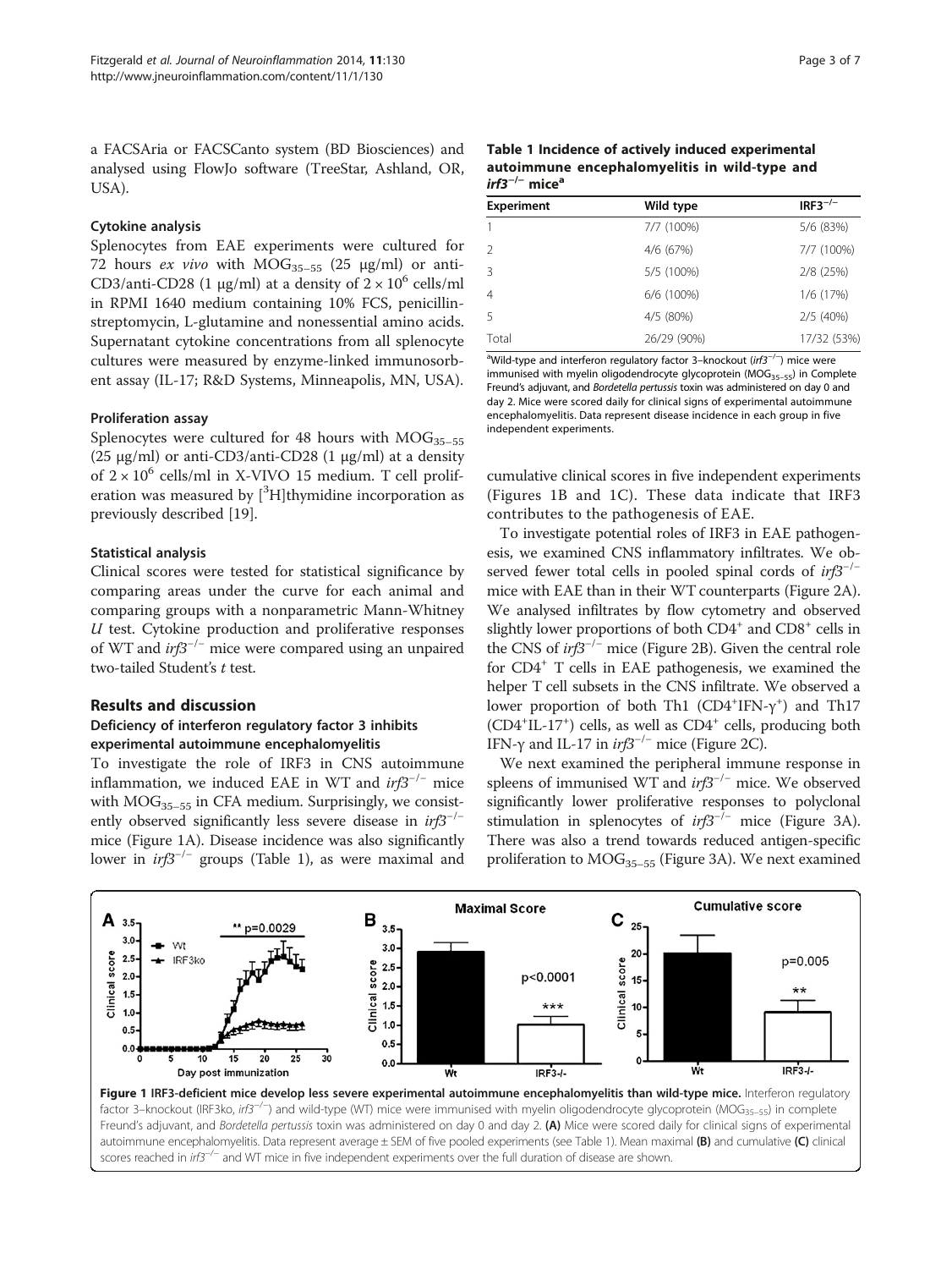a FACSAria or FACSCanto system (BD Biosciences) and analysed using FlowJo software (TreeStar, Ashland, OR, USA).

### Cytokine analysis

Splenocytes from EAE experiments were cultured for 72 hours *ex vivo* with $MOG_{35-55}$ (25 μg/ml) or anti-CD3/anti-CD28 (1 μg/ml) at a density of $2 \times 10^6$ cells/ml in RPMI 1640 medium containing 10% FCS, penicillin-streptomycin, L-glutamine and nonessential amino acids. Supernatant cytokine concentrations from all splenocyte cultures were measured by enzyme-linked immunosorbent assay (IL-17; R&D Systems, Minneapolis, MN, USA).

### Proliferation assay

Splenocytes were cultured for 48 hours with $MOG_{35-55}$ (25 μg/ml) or anti-CD3/anti-CD28 (1 μg/ml) at a density of $2 \times 10^6$ cells/ml in X-VIVO 15 medium. T cell proliferation was measured by $[^3H]$thymidine incorporation as previously described [19].

### Statistical analysis

Clinical scores were tested for statistical significance by comparing areas under the curve for each animal and comparing groups with a nonparametric Mann-Whitney *U* test. Cytokine production and proliferative responses of WT and $irf3^{-/-}$ mice were compared using an unpaired two-tailed Student's *t* test.

## Results and discussion

### Deficiency of interferon regulatory factor 3 inhibits experimental autoimmune encephalomyelitis

To investigate the role of IRF3 in CNS autoimmune inflammation, we induced EAE in WT and $irf3^{-/-}$ mice with $MOG_{35-55}$ in CFA medium. Surprisingly, we consistently observed significantly less severe disease in $irf3^{-/-}$ mice (Figure 1A). Disease incidence was also significantly lower in $irf3^{-/-}$ groups (Table 1), as were maximal and cumulative clinical scores in five independent experiments (Figures 1B and 1C). These data indicate that IRF3 contributes to the pathogenesis of EAE.

**Table 1 Incidence of actively induced experimental autoimmune encephalomyelitis in wild-type and $irf3^{-/-}$ mice[a]**

| Experiment | Wild type | $IRF3^{-/-}$ |
|---|---|---|
| 1 | 7/7 (100%) | 5/6 (83%) |
| 2 | 4/6 (67%) | 7/7 (100%) |
| 3 | 5/5 (100%) | 2/8 (25%) |
| 4 | 6/6 (100%) | 1/6 (17%) |
| 5 | 4/5 (80%) | 2/5 (40%) |
| Total | 26/29 (90%) | 17/32 (53%) |

[a]Wild-type and interferon regulatory factor 3–knockout ($irf3^{-/-}$) mice were immunised with myelin oligodendrocyte glycoprotein ($MOG_{35-55}$) in Complete Freund's adjuvant, and *Bordetella pertussis* toxin was administered on day 0 and day 2. Mice were scored daily for clinical signs of experimental autoimmune encephalomyelitis. Data represent disease incidence in each group in five independent experiments.

To investigate potential roles of IRF3 in EAE pathogenesis, we examined CNS inflammatory infiltrates. We observed fewer total cells in pooled spinal cords of $irf3^{-/-}$ mice with EAE than in their WT counterparts (Figure 2A). We analysed infiltrates by flow cytometry and observed slightly lower proportions of both $CD4^+$ and $CD8^+$ cells in the CNS of $irf3^{-/-}$ mice (Figure 2B). Given the central role for $CD4^+$ T cells in EAE pathogenesis, we examined the helper T cell subsets in the CNS infiltrate. We observed a lower proportion of both Th1 ($CD4^+IFN\text{-}\gamma^+$) and Th17 ($CD4^+IL\text{-}17^+$) cells, as well as $CD4^+$ cells, producing both IFN-γ and IL-17 in $irf3^{-/-}$ mice (Figure 2C).

We next examined the peripheral immune response in spleens of immunised WT and $irf3^{-/-}$ mice. We observed significantly lower proliferative responses to polyclonal stimulation in splenocytes of $irf3^{-/-}$ mice (Figure 3A). There was also a trend towards reduced antigen-specific proliferation to $MOG_{35-55}$ (Figure 3A). We next examined

**Figure 1 IRF3-deficient mice develop less severe experimental autoimmune encephalomyelitis than wild-type mice.** Interferon regulatory factor 3–knockout (IRF3ko, $irf3^{-/-}$) and wild-type (WT) mice were immunised with myelin oligodendrocyte glycoprotein ($MOG_{35-55}$) in complete Freund's adjuvant, and *Bordetella pertussis* toxin was administered on day 0 and day 2. **(A)** Mice were scored daily for clinical signs of experimental autoimmune encephalomyelitis. Data represent average ± SEM of five pooled experiments (see Table 1). Mean maximal **(B)** and cumulative **(C)** clinical scores reached in $irf3^{-/-}$ and WT mice in five independent experiments over the full duration of disease are shown.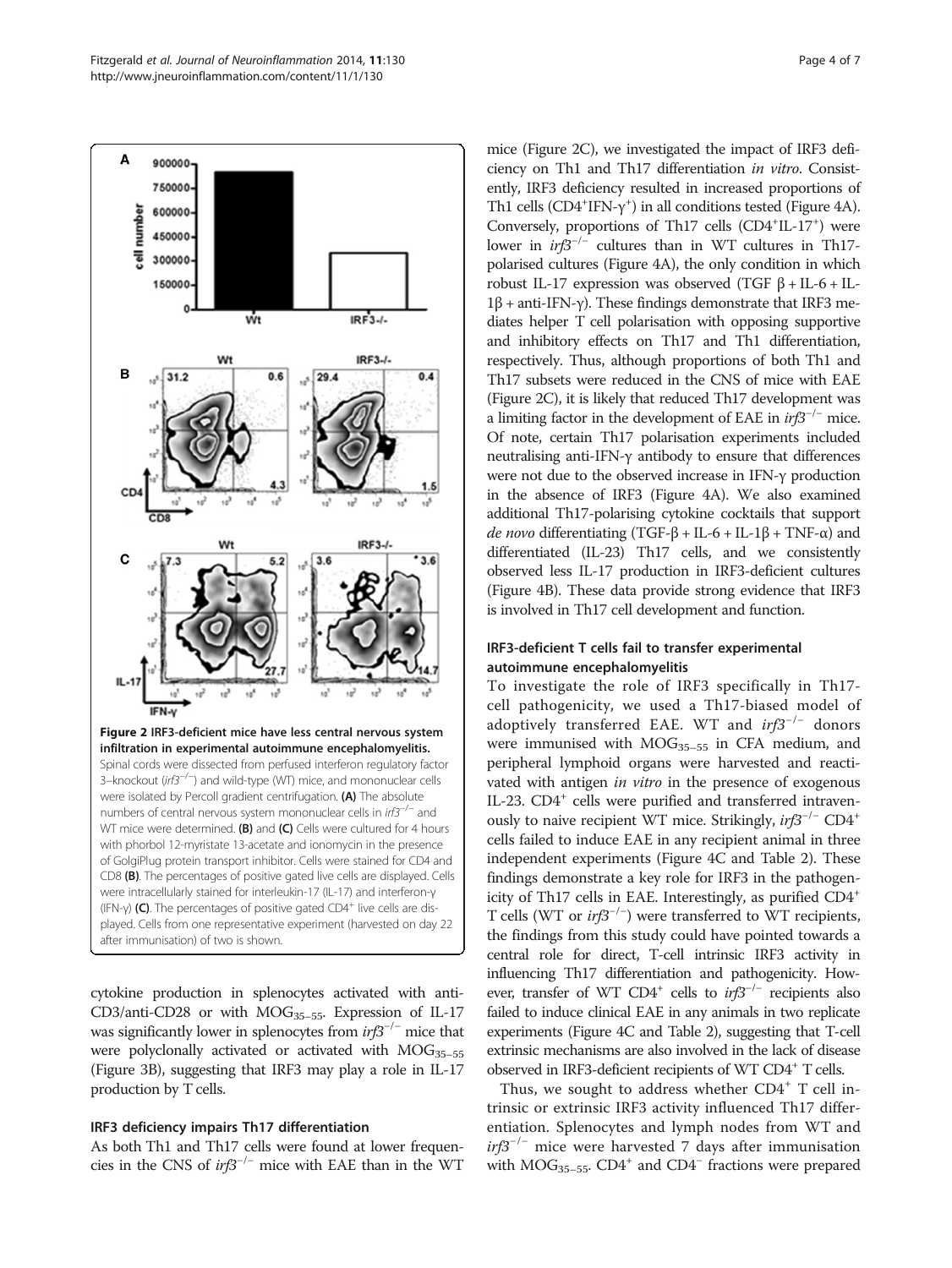Figure 2 IRF3-deficient mice have less central nervous system infiltration in experimental autoimmune encephalomyelitis. Spinal cords were dissected from perfused interferon regulatory factor 3–knockout ($irf3^{-/-}$) and wild-type (WT) mice, and mononuclear cells were isolated by Percoll gradient centrifugation. **(A)** The absolute numbers of central nervous system mononuclear cells in $irf3^{-/-}$ and WT mice were determined. **(B)** and **(C)** Cells were cultured for 4 hours with phorbol 12-myristate 13-acetate and ionomycin in the presence of GolgiPlug protein transport inhibitor. Cells were stained for CD4 and CD8 **(B)**. The percentages of positive gated live cells are displayed. Cells were intracellularly stained for interleukin-17 (IL-17) and interferon-γ (IFN-γ) **(C)**. The percentages of positive gated $CD4^+$ live cells are displayed. Cells from one representative experiment (harvested on day 22 after immunisation) of two is shown.

cytokine production in splenocytes activated with anti-CD3/anti-CD28 or with $MOG_{35–55}$. Expression of IL-17 was significantly lower in splenocytes from $irf3^{-/-}$ mice that were polyclonally activated or activated with $MOG_{35–55}$ (Figure 3B), suggesting that IRF3 may play a role in IL-17 production by T cells.

### IRF3 deficiency impairs Th17 differentiation

As both Th1 and Th17 cells were found at lower frequencies in the CNS of $irf3^{-/-}$ mice with EAE than in the WT mice (Figure 2C), we investigated the impact of IRF3 deficiency on Th1 and Th17 differentiation *in vitro*. Consistently, IRF3 deficiency resulted in increased proportions of Th1 cells ($CD4^+IFN\text{-}\gamma^+$) in all conditions tested (Figure 4A). Conversely, proportions of Th17 cells ($CD4^+IL\text{-}17^+$) were lower in $irf3^{-/-}$ cultures than in WT cultures in Th17-polarised cultures (Figure 4A), the only condition in which robust IL-17 expression was observed (TGF β + IL-6 + IL-1β + anti-IFN-γ). These findings demonstrate that IRF3 mediates helper T cell polarisation with opposing supportive and inhibitory effects on Th17 and Th1 differentiation, respectively. Thus, although proportions of both Th1 and Th17 subsets were reduced in the CNS of mice with EAE (Figure 2C), it is likely that reduced Th17 development was a limiting factor in the development of EAE in $irf3^{-/-}$ mice. Of note, certain Th17 polarisation experiments included neutralising anti-IFN-γ antibody to ensure that differences were not due to the observed increase in IFN-γ production in the absence of IRF3 (Figure 4A). We also examined additional Th17-polarising cytokine cocktails that support *de novo* differentiating (TGF-β + IL-6 + IL-1β + TNF-α) and differentiated (IL-23) Th17 cells, and we consistently observed less IL-17 production in IRF3-deficient cultures (Figure 4B). These data provide strong evidence that IRF3 is involved in Th17 cell development and function.

### IRF3-deficient T cells fail to transfer experimental autoimmune encephalomyelitis

To investigate the role of IRF3 specifically in Th17-cell pathogenicity, we used a Th17-biased model of adoptively transferred EAE. WT and $irf3^{-/-}$ donors were immunised with $MOG_{35–55}$ in CFA medium, and peripheral lymphoid organs were harvested and reactivated with antigen *in vitro* in the presence of exogenous IL-23. $CD4^+$ cells were purified and transferred intravenously to naive recipient WT mice. Strikingly, $irf3^{-/-}$ $CD4^+$ cells failed to induce EAE in any recipient animal in three independent experiments (Figure 4C and Table 2). These findings demonstrate a key role for IRF3 in the pathogenicity of Th17 cells in EAE. Interestingly, as purified $CD4^+$ T cells (WT or $irf3^{-/-}$) were transferred to WT recipients, the findings from this study could have pointed towards a central role for direct, T-cell intrinsic IRF3 activity in influencing Th17 differentiation and pathogenicity. However, transfer of WT $CD4^+$ cells to $irf3^{-/-}$ recipients also failed to induce clinical EAE in any animals in two replicate experiments (Figure 4C and Table 2), suggesting that T-cell extrinsic mechanisms are also involved in the lack of disease observed in IRF3-deficient recipients of WT $CD4^+$ T cells.

Thus, we sought to address whether $CD4^+$ T cell intrinsic or extrinsic IRF3 activity influenced Th17 differentiation. Splenocytes and lymph nodes from WT and $irf3^{-/-}$ mice were harvested 7 days after immunisation with $MOG_{35–55}$. $CD4^+$ and $CD4^-$ fractions were prepared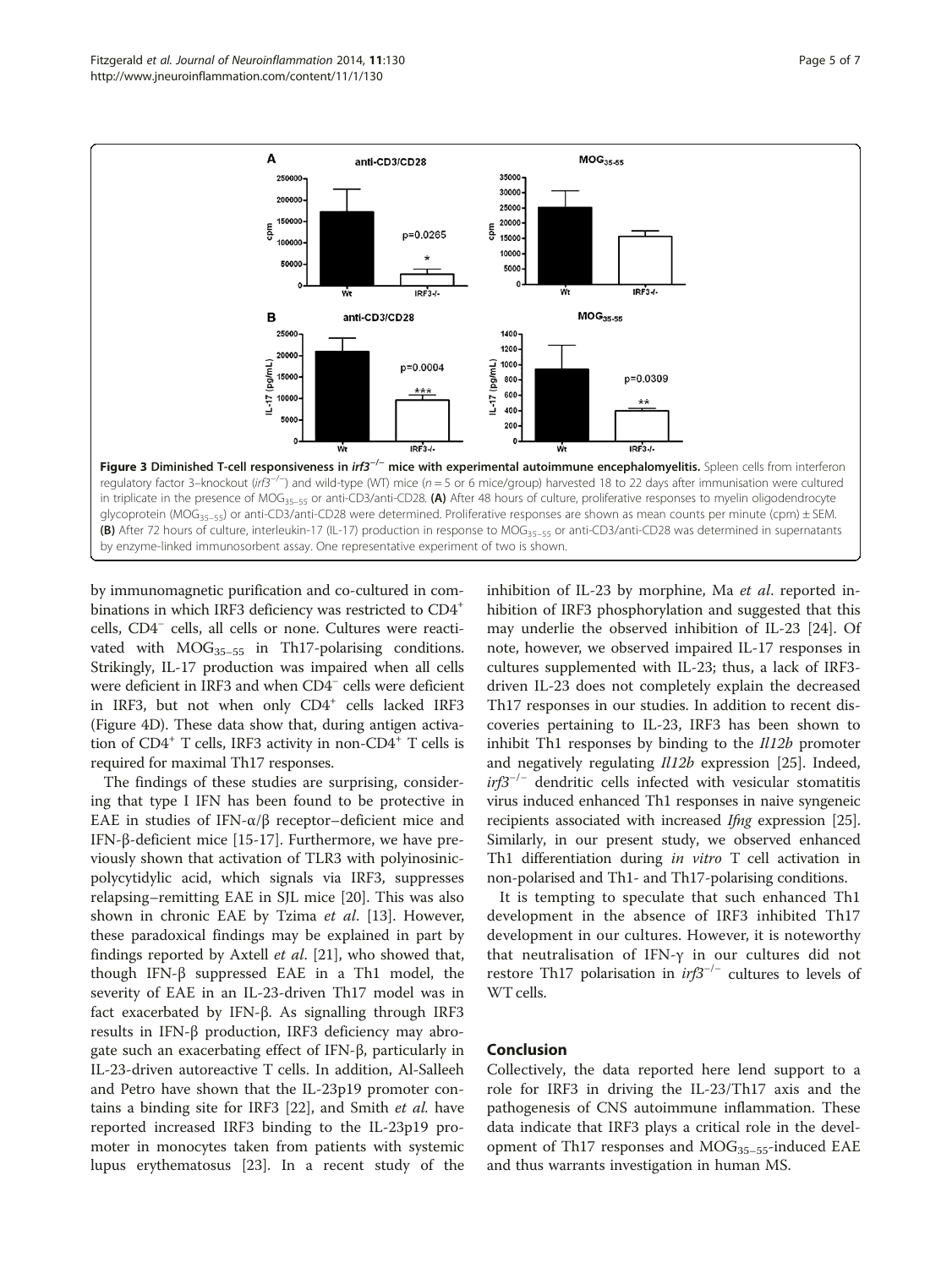**Figure 3 Diminished T-cell responsiveness in *irf3*$^{-/-}$ mice with experimental autoimmune encephalomyelitis.** Spleen cells from interferon regulatory factor 3–knockout (*irf3*$^{-/-}$) and wild-type (WT) mice ($n = 5$ or 6 mice/group) harvested 18 to 22 days after immunisation were cultured in triplicate in the presence of $MOG_{35-55}$ or anti-CD3/anti-CD28. **(A)** After 48 hours of culture, proliferative responses to myelin oligodendrocyte glycoprotein ($MOG_{35-55}$) or anti-CD3/anti-CD28 were determined. Proliferative responses are shown as mean counts per minute (cpm) ± SEM. **(B)** After 72 hours of culture, interleukin-17 (IL-17) production in response to $MOG_{35-55}$ or anti-CD3/anti-CD28 was determined in supernatants by enzyme-linked immunosorbent assay. One representative experiment of two is shown.

by immunomagnetic purification and co-cultured in combinations in which IRF3 deficiency was restricted to $CD4^+$ cells, $CD4^-$ cells, all cells or none. Cultures were reactivated with $MOG_{35-55}$ in Th17-polarising conditions. Strikingly, IL-17 production was impaired when all cells were deficient in IRF3 and when $CD4^-$ cells were deficient in IRF3, but not when only $CD4^+$ cells lacked IRF3 (Figure 4D). These data show that, during antigen activation of $CD4^+$ T cells, IRF3 activity in non-$CD4^+$ T cells is required for maximal Th17 responses.

The findings of these studies are surprising, considering that type I IFN has been found to be protective in EAE in studies of IFN-α/β receptor–deficient mice and IFN-β-deficient mice [15-17]. Furthermore, we have previously shown that activation of TLR3 with polyinosinic-polycytidylic acid, which signals via IRF3, suppresses relapsing–remitting EAE in SJL mice [20]. This was also shown in chronic EAE by Tzima *et al*. [13]. However, these paradoxical findings may be explained in part by findings reported by Axtell *et al*. [21], who showed that, though IFN-β suppressed EAE in a Th1 model, the severity of EAE in an IL-23-driven Th17 model was in fact exacerbated by IFN-β. As signalling through IRF3 results in IFN-β production, IRF3 deficiency may abrogate such an exacerbating effect of IFN-β, particularly in IL-23-driven autoreactive T cells. In addition, Al-Salleeh and Petro have shown that the IL-23p19 promoter contains a binding site for IRF3 [22], and Smith *et al.* have reported increased IRF3 binding to the IL-23p19 promoter in monocytes taken from patients with systemic lupus erythematosus [23]. In a recent study of the inhibition of IL-23 by morphine, Ma *et al*. reported inhibition of IRF3 phosphorylation and suggested that this may underlie the observed inhibition of IL-23 [24]. Of note, however, we observed impaired IL-17 responses in cultures supplemented with IL-23; thus, a lack of IRF3-driven IL-23 does not completely explain the decreased Th17 responses in our studies. In addition to recent discoveries pertaining to IL-23, IRF3 has been shown to inhibit Th1 responses by binding to the *Il12b* promoter and negatively regulating *Il12b* expression [25]. Indeed, *irf3*$^{-/-}$ dendritic cells infected with vesicular stomatitis virus induced enhanced Th1 responses in naive syngeneic recipients associated with increased *Ifng* expression [25]. Similarly, in our present study, we observed enhanced Th1 differentiation during *in vitro* T cell activation in non-polarised and Th1- and Th17-polarising conditions.

It is tempting to speculate that such enhanced Th1 development in the absence of IRF3 inhibited Th17 development in our cultures. However, it is noteworthy that neutralisation of IFN-γ in our cultures did not restore Th17 polarisation in *irf3*$^{-/-}$ cultures to levels of WT cells.

## Conclusion

Collectively, the data reported here lend support to a role for IRF3 in driving the IL-23/Th17 axis and the pathogenesis of CNS autoimmune inflammation. These data indicate that IRF3 plays a critical role in the development of Th17 responses and $MOG_{35-55}$-induced EAE and thus warrants investigation in human MS.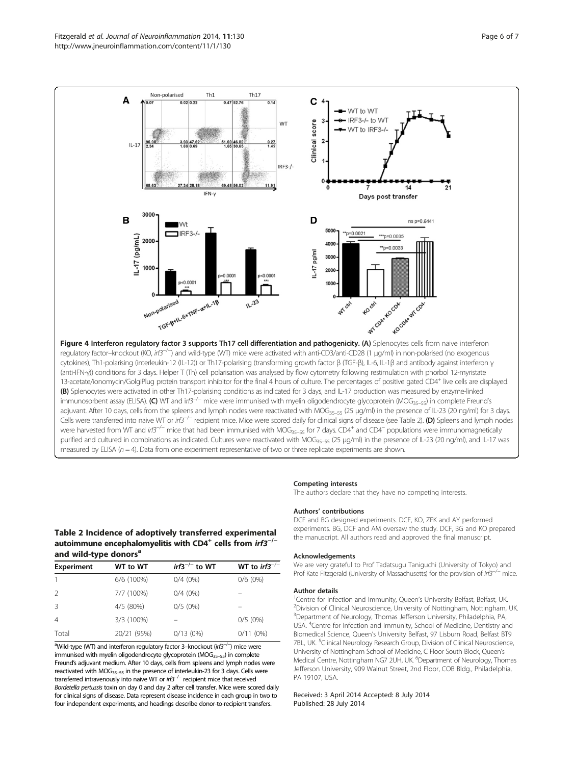**Figure 4 Interferon regulatory factor 3 supports Th17 cell differentiation and pathogenicity. (A)** Splenocytes cells from naive interferon regulatory factor–knockout (KO, *irf3*$^{-/-}$) and wild-type (WT) mice were activated with anti-CD3/anti-CD28 (1 μg/ml) in non-polarised (no exogenous cytokines), Th1-polarising (interleukin-12 (IL-12)) or Th17-polarising (transforming growth factor β (TGF-β), IL-6, IL-1β and antibody against interferon γ (anti-IFN-γ)) conditions for 3 days. Helper T (Th) cell polarisation was analysed by flow cytometry following restimulation with phorbol 12-myristate 13-acetate/ionomycin/GolgiPlug protein transport inhibitor for the final 4 hours of culture. The percentages of positive gated CD4$^{+}$ live cells are displayed. **(B)** Splenocytes were activated in other Th17-polarising conditions as indicated for 3 days, and IL-17 production was measured by enzyme-linked immunosorbent assay (ELISA). **(C)** WT and *irf3*$^{-/-}$ mice were immunised with myelin oligodendrocyte glycoprotein ($MOG_{35–55}$) in complete Freund's adjuvant. After 10 days, cells from the spleens and lymph nodes were reactivated with $MOG_{35–55}$ (25 μg/ml) in the presence of IL-23 (20 ng/ml) for 3 days. Cells were transferred into naive WT or *irf3*$^{-/-}$ recipient mice. Mice were scored daily for clinical signs of disease (see Table 2). **(D)** Spleens and lymph nodes were harvested from WT and *irf3*$^{-/-}$ mice that had been immunised with $MOG_{35–55}$ for 7 days. CD4$^{+}$ and CD4$^{-}$ populations were immunomagnetically purified and cultured in combinations as indicated. Cultures were reactivated with $MOG_{35–55}$ (25 μg/ml) in the presence of IL-23 (20 ng/ml), and IL-17 was measured by ELISA ($n = 4$). Data from one experiment representative of two or three replicate experiments are shown.

**Table 2 Incidence of adoptively transferred experimental autoimmune encephalomyelitis with CD4$^{+}$ cells from *irf3*$^{-/-}$ and wild-type donors[a]**

| Experiment | WT to WT | *irf3*$^{-/-}$ to WT | WT to *irf3*$^{-/-}$ |
|---|---|---|---|
| 1 | 6/6 (100%) | 0/4 (0%) | 0/6 (0%) |
| 2 | 7/7 (100%) | 0/4 (0%) | – |
| 3 | 4/5 (80%) | 0/5 (0%) | – |
| 4 | 3/3 (100%) | – | 0/5 (0%) |
| Total | 20/21 (95%) | 0/13 (0%) | 0/11 (0%) |

[a]Wild-type (WT) and interferon regulatory factor 3–knockout (*irf3*$^{-/-}$) mice were immunised with myelin oligodendrocyte glycoprotein ($MOG_{35–55}$) in complete Freund's adjuvant medium. After 10 days, cells from spleens and lymph nodes were reactivated with $MOG_{35–55}$ in the presence of interleukin-23 for 3 days. Cells were transferred intravenously into naive WT or *irf3*$^{-/-}$ recipient mice that received *Bordetella pertussis* toxin on day 0 and day 2 after cell transfer. Mice were scored daily for clinical signs of disease. Data represent disease incidence in each group in two to four independent experiments, and headings describe donor-to-recipient transfers.

#### Competing interests

The authors declare that they have no competing interests.

#### Authors' contributions

DCF and BG designed experiments. DCF, KO, ZFK and AY performed experiments. BG, DCF and AM oversaw the study. DCF, BG and KO prepared the manuscript. All authors read and approved the final manuscript.

#### Acknowledgements

We are very grateful to Prof Tadatsugu Taniguchi (University of Tokyo) and Prof Kate Fitzgerald (University of Massachusetts) for the provision of *irf3*$^{-/-}$ mice.

#### Author details

[1]Centre for Infection and Immunity, Queen's University Belfast, Belfast, UK. [2]Division of Clinical Neuroscience, University of Nottingham, Nottingham, UK. [3]Department of Neurology, Thomas Jefferson University, Philadelphia, PA, USA. [4]Centre for Infection and Immunity, School of Medicine, Dentistry and Biomedical Science, Queen's University Belfast, 97 Lisburn Road, Belfast BT9 7BL, UK. [5]Clinical Neurology Research Group, Division of Clinical Neuroscience, University of Nottingham School of Medicine, C Floor South Block, Queen's Medical Centre, Nottingham NG7 2UH, UK. [6]Department of Neurology, Thomas Jefferson University, 909 Walnut Street, 2nd Floor, COB Bldg., Philadelphia, PA 19107, USA.

Received: 3 April 2014 Accepted: 8 July 2014
Published: 28 July 2014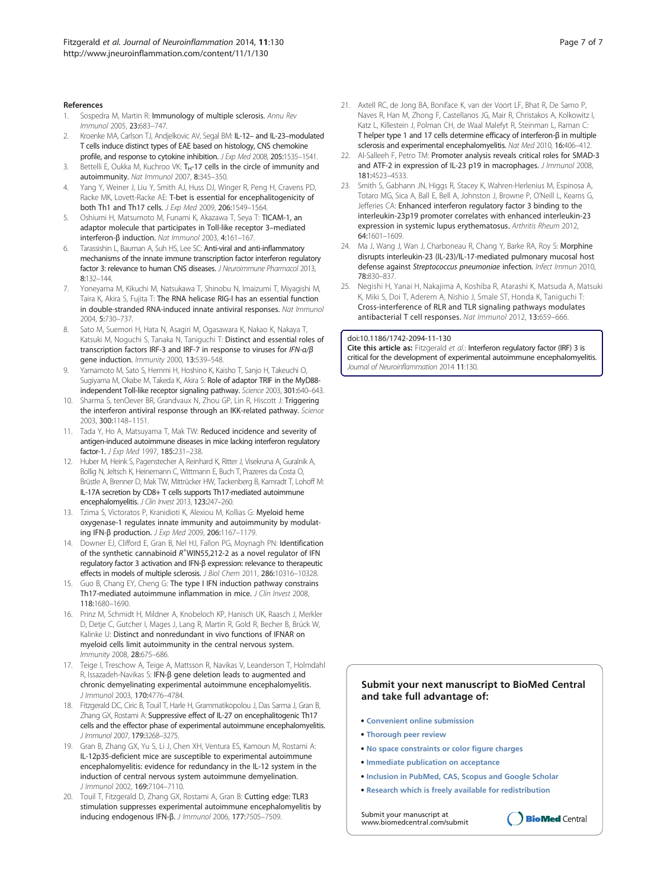## References

1. Sospedra M, Martin R: **Immunology of multiple sclerosis.** *Annu Rev Immunol* 2005, **23:**683–747.
2. Kroenke MA, Carlson TJ, Andjelkovic AV, Segal BM: **IL-12– and IL-23–modulated T cells induce distinct types of EAE based on histology, CNS chemokine profile, and response to cytokine inhibition.** *J Exp Med* 2008, **205:**1535–1541.
3. Bettelli E, Oukka M, Kuchroo VK: **$T_H$-17 cells in the circle of immunity and autoimmunity.** *Nat Immunol* 2007, **8:**345–350.
4. Yang Y, Weiner J, Liu Y, Smith AJ, Huss DJ, Winger R, Peng H, Cravens PD, Racke MK, Lovett-Racke AE: **T-bet is essential for encephalitogenicity of both Th1 and Th17 cells.** *J Exp Med* 2009, **206:**1549–1564.
5. Oshiumi H, Matsumoto M, Funami K, Akazawa T, Seya T: **TICAM-1, an adaptor molecule that participates in Toll-like receptor 3–mediated interferon-β induction.** *Nat Immunol* 2003, **4:**161–167.
6. Tarassishin L, Bauman A, Suh HS, Lee SC: **Anti-viral and anti-inflammatory mechanisms of the innate immune transcription factor interferon regulatory factor 3: relevance to human CNS diseases.** *J Neuroimmune Pharmacol* 2013, **8:**132–144.
7. Yoneyama M, Kikuchi M, Natsukawa T, Shinobu N, Imaizumi T, Miyagishi M, Taira K, Akira S, Fujita T: **The RNA helicase RIG-I has an essential function in double-stranded RNA-induced innate antiviral responses.** *Nat Immunol* 2004, **5:**730–737.
8. Sato M, Suemori H, Hata N, Asagiri M, Ogasawara K, Nakao K, Nakaya T, Katsuki M, Noguchi S, Tanaka N, Taniguchi T: **Distinct and essential roles of transcription factors IRF-3 and IRF-7 in response to viruses for *IFN-α/β* gene induction.** *Immunity* 2000, **13:**539–548.
9. Yamamoto M, Sato S, Hemmi H, Hoshino K, Kaisho T, Sanjo H, Takeuchi O, Sugiyama M, Okabe M, Takeda K, Akira S: **Role of adaptor TRIF in the MyD88-independent Toll-like receptor signaling pathway.** *Science* 2003, **301:**640–643.
10. Sharma S, tenOever BR, Grandvaux N, Zhou GP, Lin R, Hiscott J: **Triggering the interferon antiviral response through an IKK-related pathway.** *Science* 2003, **300:**1148–1151.
11. Tada Y, Ho A, Matsuyama T, Mak TW: **Reduced incidence and severity of antigen-induced autoimmune diseases in mice lacking interferon regulatory factor-1.** *J Exp Med* 1997, **185:**231–238.
12. Huber M, Heink S, Pagenstecher A, Reinhard K, Ritter J, Visekruna A, Guralnik A, Bollig N, Jeltsch K, Heinemann C, Wittmann E, Buch T, Prazeres da Costa O, Brüstle A, Brenner D, Mak TW, Mittrücker HW, Tackenberg B, Kamradt T, Lohoff M: **IL-17A secretion by CD8+ T cells supports Th17-mediated autoimmune encephalomyelitis.** *J Clin Invest* 2013, **123:**247–260.
13. Tzima S, Victoratos P, Kranidioti K, Alexiou M, Kollias G: **Myeloid heme oxygenase-1 regulates innate immunity and autoimmunity by modulating IFN-β production.** *J Exp Med* 2009, **206:**1167–1179.
14. Downer EJ, Clifford E, Gran B, Nel HJ, Fallon PG, Moynagh PN: **Identification of the synthetic cannabinoid $R^{+}$WIN55,212-2 as a novel regulator of IFN regulatory factor 3 activation and IFN-β expression: relevance to therapeutic effects in models of multiple sclerosis.** *J Biol Chem* 2011, **286:**10316–10328.
15. Guo B, Chang EY, Cheng G: **The type I IFN induction pathway constrains Th17-mediated autoimmune inflammation in mice.** *J Clin Invest* 2008, **118:**1680–1690.
16. Prinz M, Schmidt H, Mildner A, Knobeloch KP, Hanisch UK, Raasch J, Merkler D, Detje C, Gutcher I, Mages J, Lang R, Martin R, Gold R, Becher B, Brück W, Kalinke U: **Distinct and nonredundant in vivo functions of IFNAR on myeloid cells limit autoimmunity in the central nervous system.** *Immunity* 2008, **28:**675–686.
17. Teige I, Treschow A, Teige A, Mattsson R, Navikas V, Leanderson T, Holmdahl R, Issazadeh-Navikas S: **IFN-β gene deletion leads to augmented and chronic demyelinating experimental autoimmune encephalomyelitis.** *J Immunol* 2003, **170:**4776–4784.
18. Fitzgerald DC, Ciric B, Touil T, Harle H, Grammatikopolou J, Das Sarma J, Gran B, Zhang GX, Rostami A: **Suppressive effect of IL-27 on encephalitogenic Th17 cells and the effector phase of experimental autoimmune encephalomyelitis.** *J Immunol* 2007, **179:**3268–3275.
19. Gran B, Zhang GX, Yu S, Li J, Chen XH, Ventura ES, Kamoun M, Rostami A: **IL-12p35-deficient mice are susceptible to experimental autoimmune encephalomyelitis: evidence for redundancy in the IL-12 system in the induction of central nervous system autoimmune demyelination.** *J Immunol* 2002, **169:**7104–7110.
20. Touil T, Fitzgerald D, Zhang GX, Rostami A, Gran B: **Cutting edge: TLR3 stimulation suppresses experimental autoimmune encephalomyelitis by inducing endogenous IFN-β.** *J Immunol* 2006, **177:**7505–7509.
21. Axtell RC, de Jong BA, Boniface K, van der Voort LF, Bhat R, De Sarno P, Naves R, Han M, Zhong F, Castellanos JG, Mair R, Christakos A, Kolkowitz I, Katz L, Killestein J, Polman CH, de Waal Malefyt R, Steinman L, Raman C: **T helper type 1 and 17 cells determine efficacy of interferon-β in multiple sclerosis and experimental encephalomyelitis.** *Nat Med* 2010, **16:**406–412.
22. Al-Salleeh F, Petro TM: **Promoter analysis reveals critical roles for SMAD-3 and ATF-2 in expression of IL-23 p19 in macrophages.** *J Immunol* 2008, **181:**4523–4533.
23. Smith S, Gabhann JN, Higgs R, Stacey K, Wahren-Herlenius M, Espinosa A, Totaro MG, Sica A, Ball E, Bell A, Johnston J, Browne P, O'Neill L, Kearns G, Jefferies CA: **Enhanced interferon regulatory factor 3 binding to the interleukin-23p19 promoter correlates with enhanced interleukin-23 expression in systemic lupus erythematosus.** *Arthritis Rheum* 2012, **64:**1601–1609.
24. Ma J, Wang J, Wan J, Charboneau R, Chang Y, Barke RA, Roy S: **Morphine disrupts interleukin-23 (IL-23)/IL-17-mediated pulmonary mucosal host defense against *Streptococcus pneumoniae* infection.** *Infect Immun* 2010, **78:**830–837.
25. Negishi H, Yanai H, Nakajima A, Koshiba R, Atarashi K, Matsuda A, Matsuki K, Miki S, Doi T, Aderem A, Nishio J, Smale ST, Honda K, Taniguchi T: **Cross-interference of RLR and TLR signaling pathways modulates antibacterial T cell responses.** *Nat Immunol* 2012, **13:**659–666.

doi:10.1186/1742-2094-11-130
**Cite this article as:** Fitzgerald *et al.*: Interferon regulatory factor (IRF) 3 is critical for the development of experimental autoimmune encephalomyelitis. *Journal of Neuroinflammation* 2014 **11**:130.

**Submit your next manuscript to BioMed Central and take full advantage of:**

- **Convenient online submission**
- **Thorough peer review**
- **No space constraints or color figure charges**
- **Immediate publication on acceptance**
- **Inclusion in PubMed, CAS, Scopus and Google Scholar**
- **Research which is freely available for redistribution**

Submit your manuscript at
www.biomedcentral.com/submit

BioMed Central